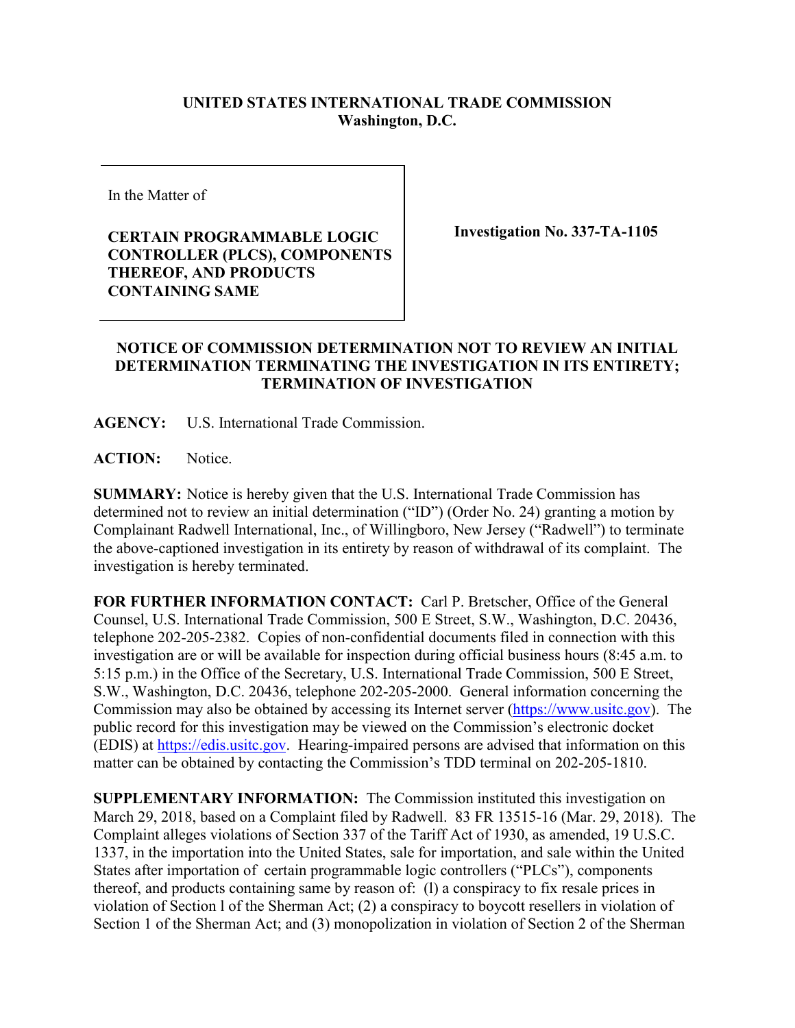**UNITED STATES INTERNATIONAL TRADE COMMISSION**
**Washington, D.C.**

In the Matter of

**CERTAIN PROGRAMMABLE LOGIC CONTROLLER (PLCS), COMPONENTS THEREOF, AND PRODUCTS CONTAINING SAME**

**Investigation No. 337-TA-1105**

**NOTICE OF COMMISSION DETERMINATION NOT TO REVIEW AN INITIAL DETERMINATION TERMINATING THE INVESTIGATION IN ITS ENTIRETY; TERMINATION OF INVESTIGATION**

**AGENCY:** U.S. International Trade Commission.

**ACTION:** Notice.

**SUMMARY:** Notice is hereby given that the U.S. International Trade Commission has determined not to review an initial determination ("ID") (Order No. 24) granting a motion by Complainant Radwell International, Inc., of Willingboro, New Jersey ("Radwell") to terminate the above-captioned investigation in its entirety by reason of withdrawal of its complaint. The investigation is hereby terminated.

**FOR FURTHER INFORMATION CONTACT:** Carl P. Bretscher, Office of the General Counsel, U.S. International Trade Commission, 500 E Street, S.W., Washington, D.C. 20436, telephone 202-205-2382. Copies of non-confidential documents filed in connection with this investigation are or will be available for inspection during official business hours (8:45 a.m. to 5:15 p.m.) in the Office of the Secretary, U.S. International Trade Commission, 500 E Street, S.W., Washington, D.C. 20436, telephone 202-205-2000. General information concerning the Commission may also be obtained by accessing its Internet server (https://www.usitc.gov). The public record for this investigation may be viewed on the Commission's electronic docket (EDIS) at https://edis.usitc.gov. Hearing-impaired persons are advised that information on this matter can be obtained by contacting the Commission's TDD terminal on 202-205-1810.

**SUPPLEMENTARY INFORMATION:** The Commission instituted this investigation on March 29, 2018, based on a Complaint filed by Radwell. 83 FR 13515-16 (Mar. 29, 2018). The Complaint alleges violations of Section 337 of the Tariff Act of 1930, as amended, 19 U.S.C. 1337, in the importation into the United States, sale for importation, and sale within the United States after importation of certain programmable logic controllers ("PLCs"), components thereof, and products containing same by reason of: (l) a conspiracy to fix resale prices in violation of Section l of the Sherman Act; (2) a conspiracy to boycott resellers in violation of Section 1 of the Sherman Act; and (3) monopolization in violation of Section 2 of the Sherman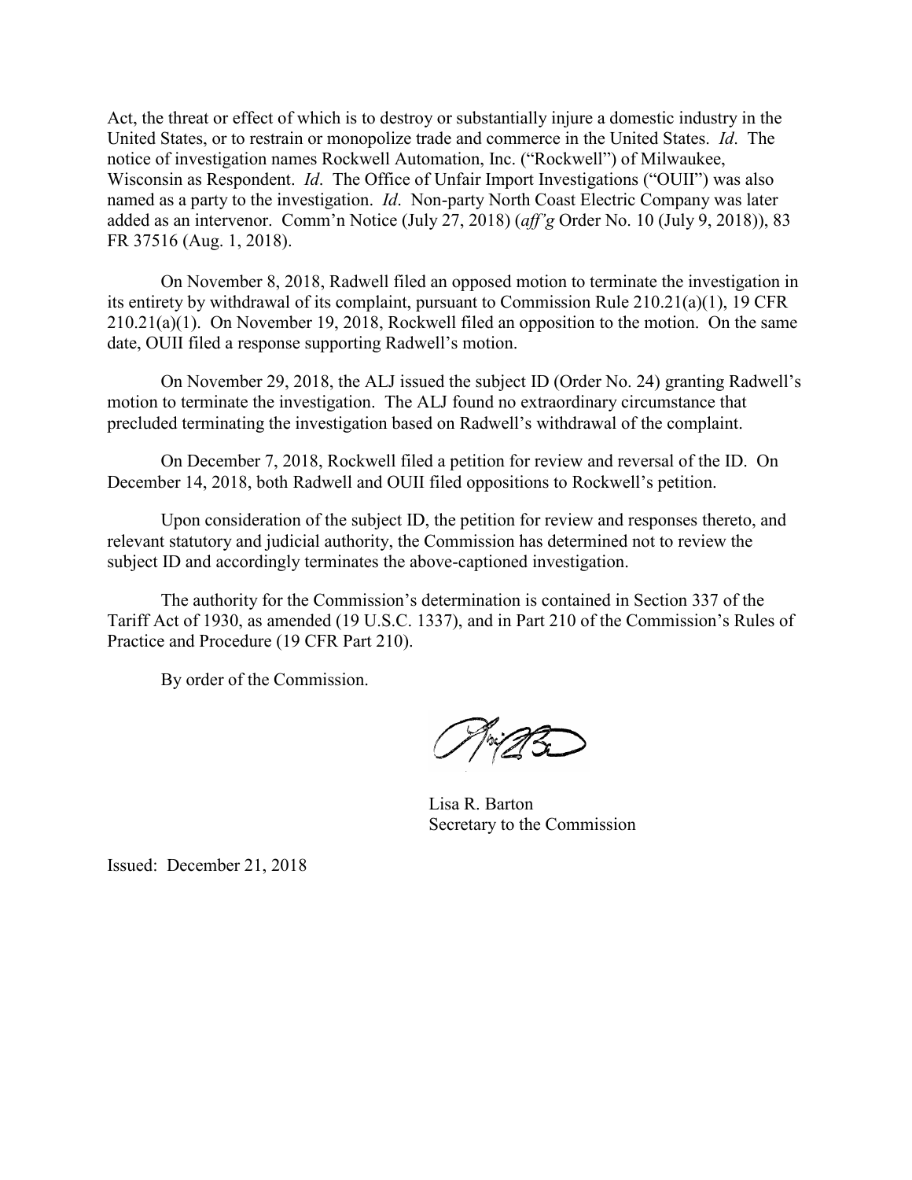Act, the threat or effect of which is to destroy or substantially injure a domestic industry in the United States, or to restrain or monopolize trade and commerce in the United States. *Id*. The notice of investigation names Rockwell Automation, Inc. ("Rockwell") of Milwaukee, Wisconsin as Respondent. *Id*. The Office of Unfair Import Investigations ("OUII") was also named as a party to the investigation. *Id*. Non-party North Coast Electric Company was later added as an intervenor. Comm'n Notice (July 27, 2018) (*aff'g* Order No. 10 (July 9, 2018)), 83 FR 37516 (Aug. 1, 2018).

On November 8, 2018, Radwell filed an opposed motion to terminate the investigation in its entirety by withdrawal of its complaint, pursuant to Commission Rule 210.21(a)(1), 19 CFR 210.21(a)(1). On November 19, 2018, Rockwell filed an opposition to the motion. On the same date, OUII filed a response supporting Radwell's motion.

On November 29, 2018, the ALJ issued the subject ID (Order No. 24) granting Radwell's motion to terminate the investigation. The ALJ found no extraordinary circumstance that precluded terminating the investigation based on Radwell's withdrawal of the complaint.

On December 7, 2018, Rockwell filed a petition for review and reversal of the ID. On December 14, 2018, both Radwell and OUII filed oppositions to Rockwell's petition.

Upon consideration of the subject ID, the petition for review and responses thereto, and relevant statutory and judicial authority, the Commission has determined not to review the subject ID and accordingly terminates the above-captioned investigation.

The authority for the Commission's determination is contained in Section 337 of the Tariff Act of 1930, as amended (19 U.S.C. 1337), and in Part 210 of the Commission's Rules of Practice and Procedure (19 CFR Part 210).

By order of the Commission.

Lisa R. Barton
Secretary to the Commission

Issued: December 21, 2018